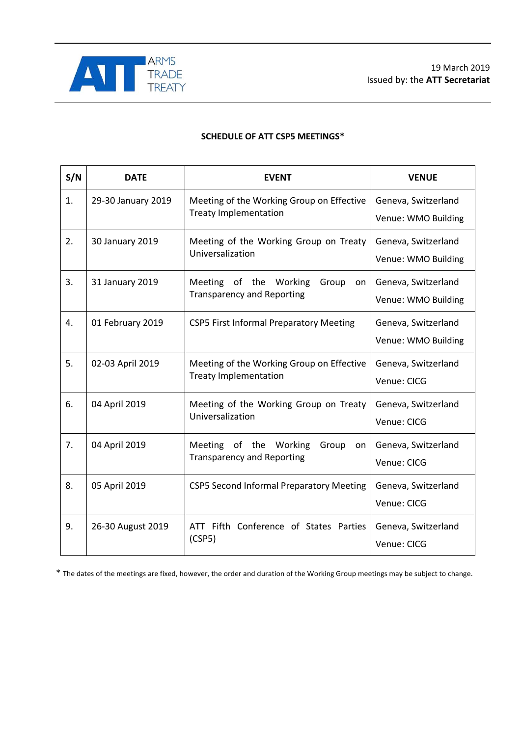ARMS TRADE TREATY

19 March 2019
Issued by: the **ATT Secretariat**

**SCHEDULE OF ATT CSP5 MEETINGS***

| S/N | DATE | EVENT | VENUE |
|---|---|---|---|
| 1. | 29-30 January 2019 | Meeting of the Working Group on Effective Treaty Implementation | Geneva, Switzerland<br>Venue: WMO Building |
| 2. | 30 January 2019 | Meeting of the Working Group on Treaty Universalization | Geneva, Switzerland<br>Venue: WMO Building |
| 3. | 31 January 2019 | Meeting of the Working Group on Transparency and Reporting | Geneva, Switzerland<br>Venue: WMO Building |
| 4. | 01 February 2019 | CSP5 First Informal Preparatory Meeting | Geneva, Switzerland<br>Venue: WMO Building |
| 5. | 02-03 April 2019 | Meeting of the Working Group on Effective Treaty Implementation | Geneva, Switzerland<br>Venue: CICG |
| 6. | 04 April 2019 | Meeting of the Working Group on Treaty Universalization | Geneva, Switzerland<br>Venue: CICG |
| 7. | 04 April 2019 | Meeting of the Working Group on Transparency and Reporting | Geneva, Switzerland<br>Venue: CICG |
| 8. | 05 April 2019 | CSP5 Second Informal Preparatory Meeting | Geneva, Switzerland<br>Venue: CICG |
| 9. | 26-30 August 2019 | ATT Fifth Conference of States Parties (CSP5) | Geneva, Switzerland<br>Venue: CICG |

* The dates of the meetings are fixed, however, the order and duration of the Working Group meetings may be subject to change.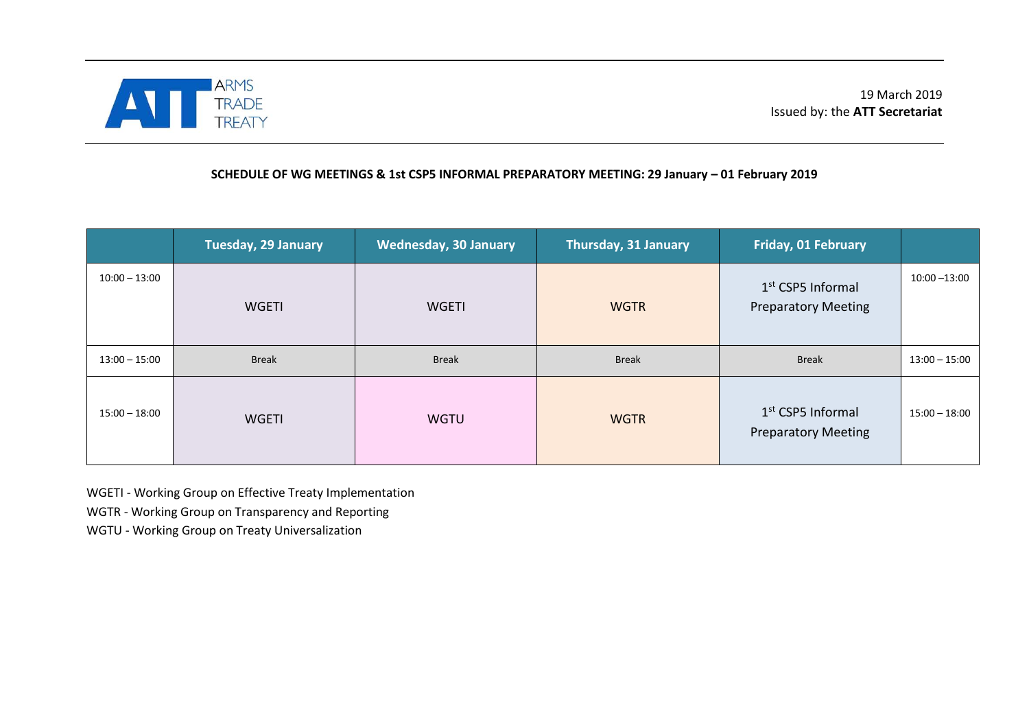ARMS TRADE TREATY

19 March 2019
Issued by: the **ATT Secretariat**

**SCHEDULE OF WG MEETINGS & 1st CSP5 INFORMAL PREPARATORY MEETING: 29 January – 01 February 2019**

| | Tuesday, 29 January | Wednesday, 30 January | Thursday, 31 January | Friday, 01 February | |
|---|---|---|---|---|---|
| 10:00 – 13:00 | WGETI | WGETI | WGTR | 1st CSP5 Informal Preparatory Meeting | 10:00 –13:00 |
| 13:00 – 15:00 | Break | Break | Break | Break | 13:00 – 15:00 |
| 15:00 – 18:00 | WGETI | WGTU | WGTR | 1st CSP5 Informal Preparatory Meeting | 15:00 – 18:00 |

WGETI - Working Group on Effective Treaty Implementation

WGTR - Working Group on Transparency and Reporting

WGTU - Working Group on Treaty Universalization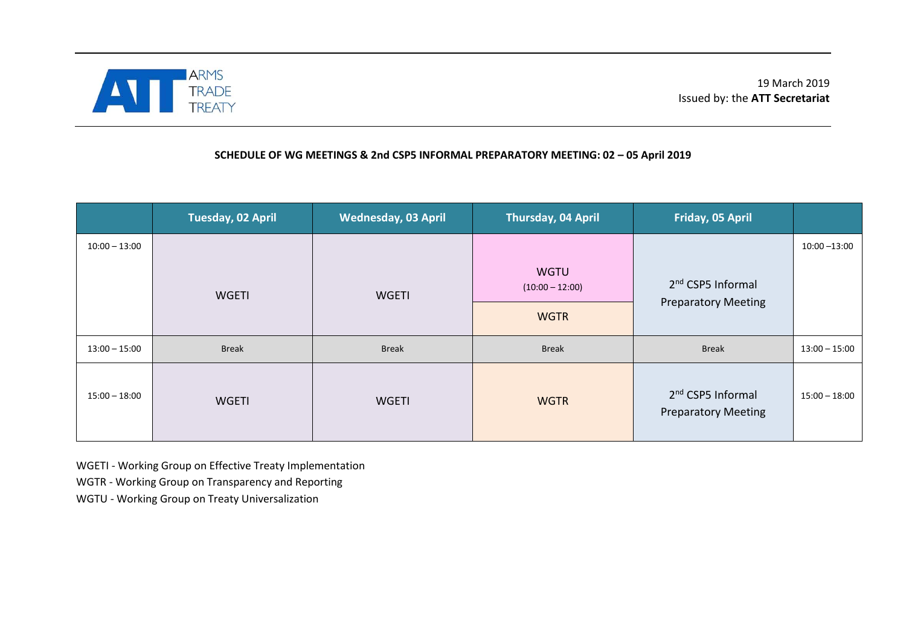ARMS TRADE TREATY

19 March 2019
Issued by: the **ATT Secretariat**

**SCHEDULE OF WG MEETINGS & 2nd CSP5 INFORMAL PREPARATORY MEETING: 02 – 05 April 2019**

| | Tuesday, 02 April | Wednesday, 03 April | Thursday, 04 April | Friday, 05 April | |
|---|---|---|---|---|---|
| 10:00 – 13:00 | WGETI | WGETI | WGTU (10:00 – 12:00) / WGTR | 2nd CSP5 Informal Preparatory Meeting | 10:00 –13:00 |
| 13:00 – 15:00 | Break | Break | Break | Break | 13:00 – 15:00 |
| 15:00 – 18:00 | WGETI | WGETI | WGTR | 2nd CSP5 Informal Preparatory Meeting | 15:00 – 18:00 |

WGETI - Working Group on Effective Treaty Implementation
WGTR - Working Group on Transparency and Reporting
WGTU - Working Group on Treaty Universalization